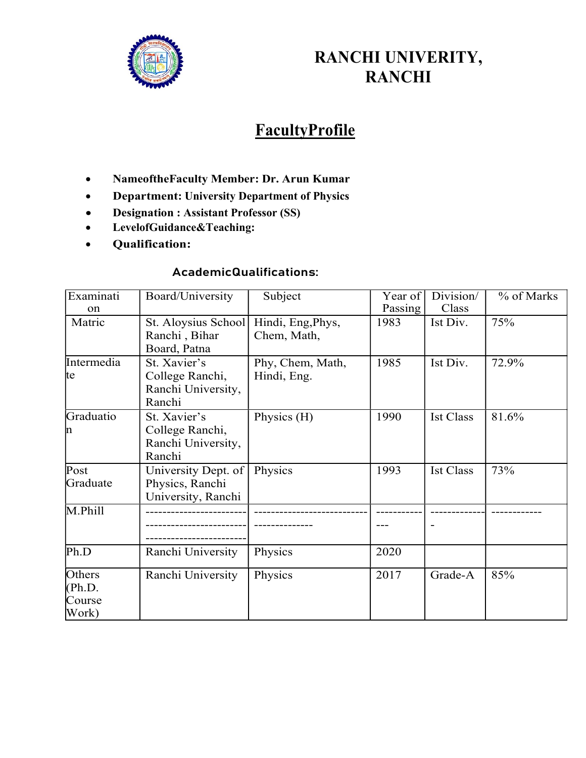# RANCHI UNIVERITY, RANCHI

## FacultyProfile

- **NameoftheFaculty Member: Dr. Arun Kumar**
- **Department: University Department of Physics**
- **Designation : Assistant Professor (SS)**
- **LevelofGuidance&Teaching:**
- **Qualification:**

### AcademicQualifications:

| Examination | Board/University | Subject | Year of Passing | Division/ Class | % of Marks |
|---|---|---|---|---|---|
| Matric | St. Aloysius School Ranchi , Bihar Board, Patna | Hindi, Eng,Phys, Chem, Math, | 1983 | Ist Div. | 75% |
| Intermediate | St. Xavier's College Ranchi, Ranchi University, Ranchi | Phy, Chem, Math, Hindi, Eng. | 1985 | Ist Div. | 72.9% |
| Graduation | St. Xavier's College Ranchi, Ranchi University, Ranchi | Physics (H) | 1990 | Ist Class | 81.6% |
| Post Graduate | University Dept. of Physics, Ranchi University, Ranchi | Physics | 1993 | Ist Class | 73% |
| M.Phill | ---------------------------------------------------------------------- | ------------------------------------------ | -------------- | -------------- | ------------ |
| Ph.D | Ranchi University | Physics | 2020 | | |
| Others (Ph.D. Course Work) | Ranchi University | Physics | 2017 | Grade-A | 85% |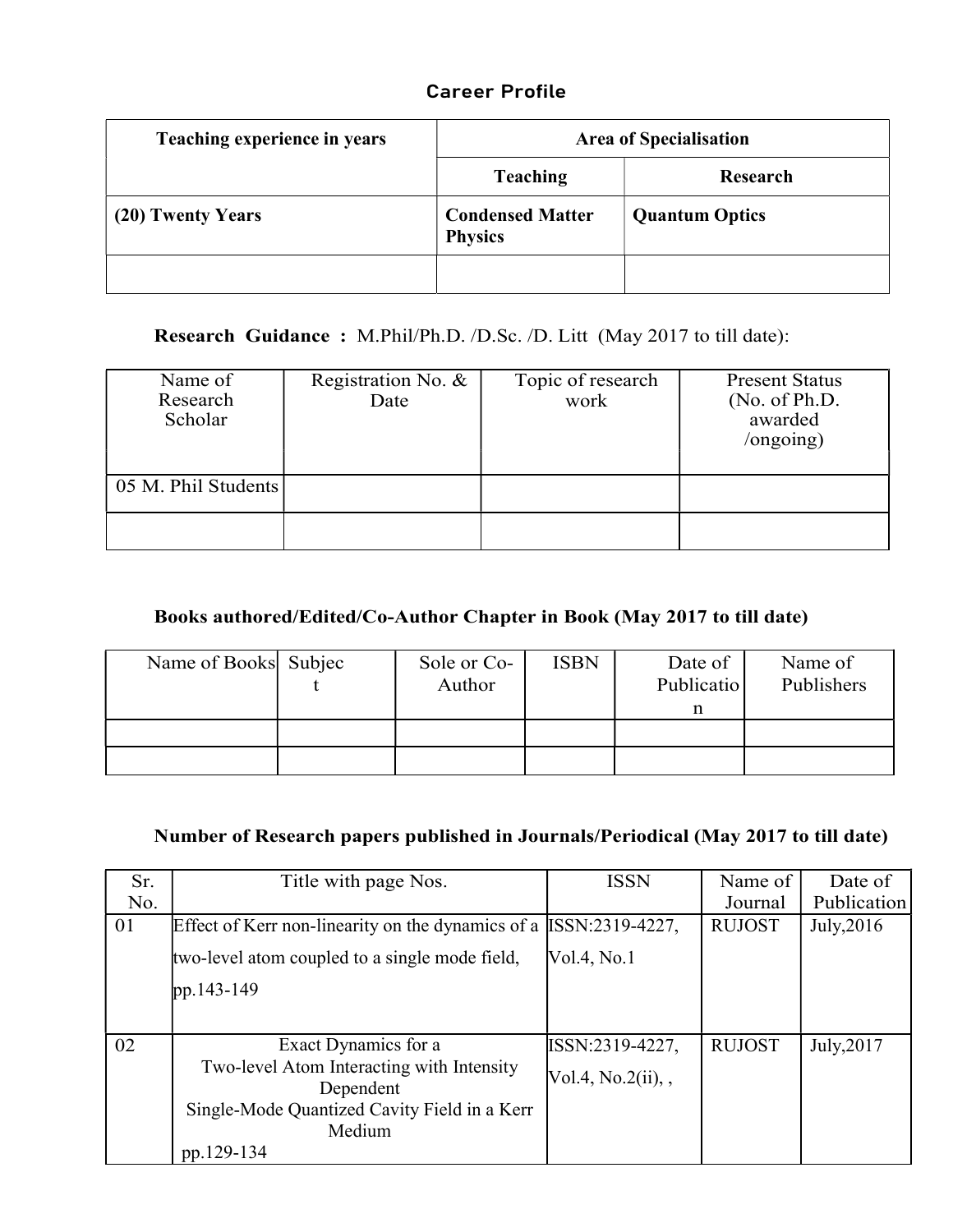## Career Profile

| Teaching experience in years | Area of Specialisation | |
|---|---|---|
| | **Teaching** | **Research** |
| **(20) Twenty Years** | **Condensed Matter Physics** | **Quantum Optics** |
| | | |

**Research Guidance :** M.Phil/Ph.D. /D.Sc. /D. Litt (May 2017 to till date):

| Name of Research Scholar | Registration No. & Date | Topic of research work | Present Status (No. of Ph.D. awarded /ongoing) |
|---|---|---|---|
| 05 M. Phil Students | | | |
| | | | |

**Books authored/Edited/Co-Author Chapter in Book (May 2017 to till date)**

| Name of Books | Subject | Sole or Co-Author | ISBN | Date of Publication | Name of Publishers |
|---|---|---|---|---|---|
| | | | | | |
| | | | | | |

**Number of Research papers published in Journals/Periodical (May 2017 to till date)**

| Sr. No. | Title with page Nos. | ISSN | Name of Journal | Date of Publication |
|---|---|---|---|---|
| 01 | Effect of Kerr non-linearity on the dynamics of a two-level atom coupled to a single mode field, pp.143-149 | ISSN:2319-4227, Vol.4, No.1 | RUJOST | July,2016 |
| 02 | Exact Dynamics for a Two-level Atom Interacting with Intensity Dependent Single-Mode Quantized Cavity Field in a Kerr Medium pp.129-134 | ISSN:2319-4227, Vol.4, No.2(ii), , | RUJOST | July,2017 |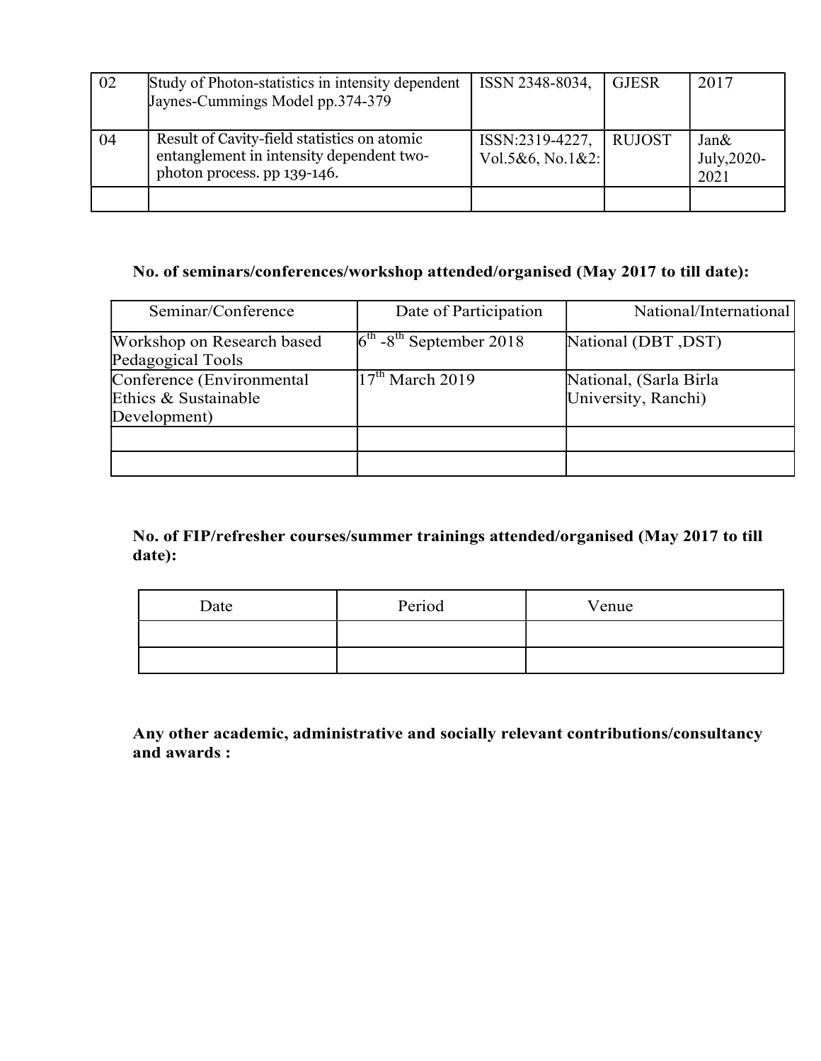| | | | | |
|---|---|---|---|---|
| 02 | Study of Photon-statistics in intensity dependent Jaynes-Cummings Model pp.374-379 | ISSN 2348-8034, | GJESR | 2017 |
| 04 | Result of Cavity-field statistics on atomic entanglement in intensity dependent two-photon process. pp 139-146. | ISSN:2319-4227, Vol.5&6, No.1&2: | RUJOST | Jan& July,2020-2021 |
| | | | | |

**No. of seminars/conferences/workshop attended/organised (May 2017 to till date):**

| Seminar/Conference | Date of Participation | National/International |
|---|---|---|
| Workshop on Research based Pedagogical Tools | 6th -8th September 2018 | National (DBT ,DST) |
| Conference (Environmental Ethics & Sustainable Development) | 17th March 2019 | National, (Sarla Birla University, Ranchi) |
| | | |
| | | |

**No. of FIP/refresher courses/summer trainings attended/organised (May 2017 to till date):**

| Date | Period | Venue |
|---|---|---|
| | | |
| | | |

**Any other academic, administrative and socially relevant contributions/consultancy and awards :**